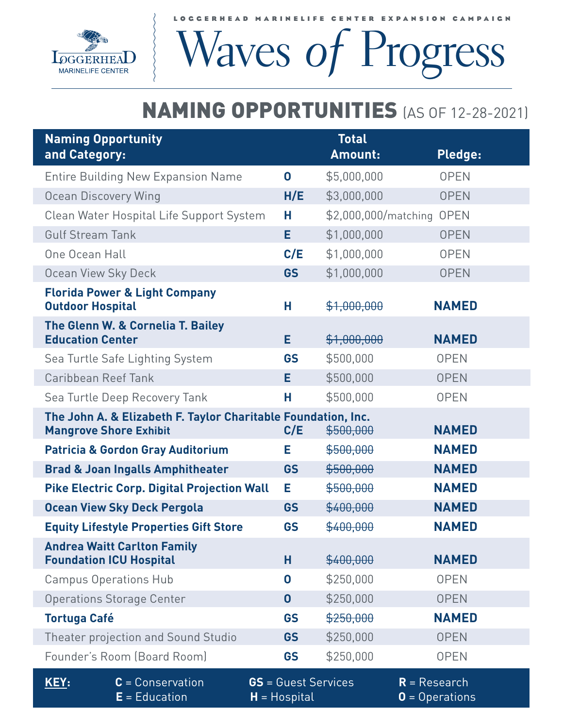LOGGERHEAD MARINELIFE CENTER

LOGGERHEAD MARINELIFE CENTER EXPANSION CAMPAIGN

# Waves *of* Progress

## NAMING OPPORTUNITIES (AS OF 12-28-2021)

| Naming Opportunity and Category: | | Total Amount: | Pledge: |
|---|---|---|---|
| Entire Building New Expansion Name | **O** | $5,000,000 | OPEN |
| Ocean Discovery Wing | **H/E** | $3,000,000 | OPEN |
| Clean Water Hospital Life Support System | **H** | $2,000,000/matching | OPEN |
| Gulf Stream Tank | **E** | $1,000,000 | OPEN |
| One Ocean Hall | **C/E** | $1,000,000 | OPEN |
| Ocean View Sky Deck | **GS** | $1,000,000 | OPEN |
| **Florida Power & Light Company Outdoor Hospital** | **H** | ~~$1,000,000~~ | **NAMED** |
| **The Glenn W. & Cornelia T. Bailey Education Center** | **E** | ~~$1,000,000~~ | **NAMED** |
| Sea Turtle Safe Lighting System | **GS** | $500,000 | OPEN |
| Caribbean Reef Tank | **E** | $500,000 | OPEN |
| Sea Turtle Deep Recovery Tank | **H** | $500,000 | OPEN |
| **The John A. & Elizabeth F. Taylor Charitable Foundation, Inc. Mangrove Shore Exhibit** | **C/E** | ~~$500,000~~ | **NAMED** |
| **Patricia & Gordon Gray Auditorium** | **E** | ~~$500,000~~ | **NAMED** |
| **Brad & Joan Ingalls Amphitheater** | **GS** | ~~$500,000~~ | **NAMED** |
| **Pike Electric Corp. Digital Projection Wall** | **E** | ~~$500,000~~ | **NAMED** |
| **Ocean View Sky Deck Pergola** | **GS** | ~~$400,000~~ | **NAMED** |
| **Equity Lifestyle Properties Gift Store** | **GS** | ~~$400,000~~ | **NAMED** |
| **Andrea Waitt Carlton Family Foundation ICU Hospital** | **H** | ~~$400,000~~ | **NAMED** |
| Campus Operations Hub | **O** | $250,000 | OPEN |
| Operations Storage Center | **O** | $250,000 | OPEN |
| **Tortuga Café** | **GS** | ~~$250,000~~ | **NAMED** |
| Theater projection and Sound Studio | **GS** | $250,000 | OPEN |
| Founder's Room (Board Room) | **GS** | $250,000 | OPEN |

**KEY:**
**C** = Conservation
**E** = Education
**GS** = Guest Services
**H** = Hospital
**R** = Research
**O** = Operations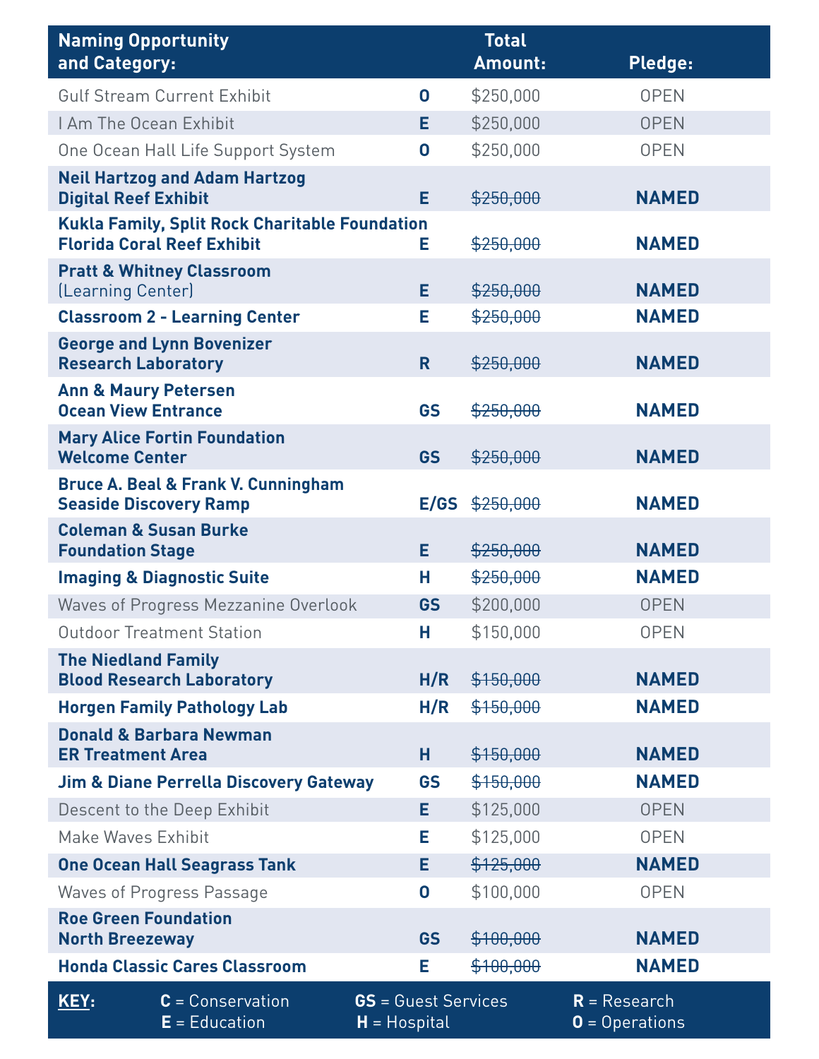| Naming Opportunity and Category: | | Total Amount: | Pledge: |
|---|---|---|---|
| Gulf Stream Current Exhibit | O | $250,000 | OPEN |
| I Am The Ocean Exhibit | E | $250,000 | OPEN |
| One Ocean Hall Life Support System | O | $250,000 | OPEN |
| **Neil Hartzog and Adam Hartzog Digital Reef Exhibit** | **E** | ~~$250,000~~ | **NAMED** |
| **Kukla Family, Split Rock Charitable Foundation Florida Coral Reef Exhibit** | **E** | ~~$250,000~~ | **NAMED** |
| **Pratt & Whitney Classroom** (Learning Center) | **E** | ~~$250,000~~ | **NAMED** |
| **Classroom 2 - Learning Center** | **E** | ~~$250,000~~ | **NAMED** |
| **George and Lynn Bovenizer Research Laboratory** | **R** | ~~$250,000~~ | **NAMED** |
| **Ann & Maury Petersen Ocean View Entrance** | **GS** | ~~$250,000~~ | **NAMED** |
| **Mary Alice Fortin Foundation Welcome Center** | **GS** | ~~$250,000~~ | **NAMED** |
| **Bruce A. Beal & Frank V. Cunningham Seaside Discovery Ramp** | **E/GS** | ~~$250,000~~ | **NAMED** |
| **Coleman & Susan Burke Foundation Stage** | **E** | ~~$250,000~~ | **NAMED** |
| **Imaging & Diagnostic Suite** | **H** | ~~$250,000~~ | **NAMED** |
| Waves of Progress Mezzanine Overlook | GS | $200,000 | OPEN |
| Outdoor Treatment Station | H | $150,000 | OPEN |
| **The Niedland Family Blood Research Laboratory** | **H/R** | ~~$150,000~~ | **NAMED** |
| **Horgen Family Pathology Lab** | **H/R** | ~~$150,000~~ | **NAMED** |
| **Donald & Barbara Newman ER Treatment Area** | **H** | ~~$150,000~~ | **NAMED** |
| **Jim & Diane Perrella Discovery Gateway** | **GS** | ~~$150,000~~ | **NAMED** |
| Descent to the Deep Exhibit | E | $125,000 | OPEN |
| Make Waves Exhibit | E | $125,000 | OPEN |
| **One Ocean Hall Seagrass Tank** | **E** | ~~$125,000~~ | **NAMED** |
| Waves of Progress Passage | O | $100,000 | OPEN |
| **Roe Green Foundation North Breezeway** | **GS** | ~~$100,000~~ | **NAMED** |
| **Honda Classic Cares Classroom** | **E** | ~~$100,000~~ | **NAMED** |

**KEY:** **C** = Conservation, **E** = Education, **GS** = Guest Services, **H** = Hospital, **R** = Research, **O** = Operations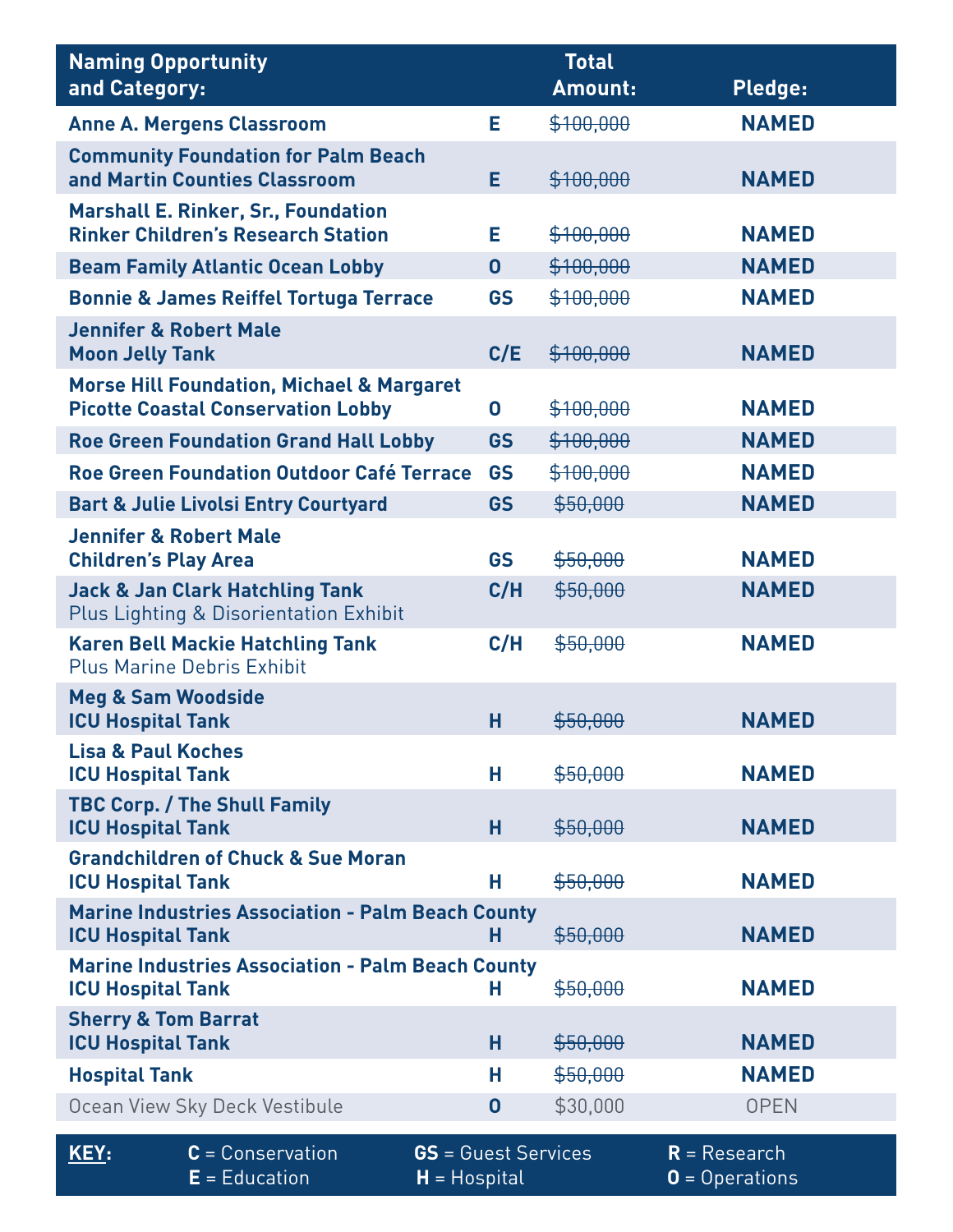| Naming Opportunity and Category: | | Total Amount: | Pledge: |
|---|---|---|---|
| **Anne A. Mergens Classroom** | **E** | ~~$100,000~~ | **NAMED** |
| **Community Foundation for Palm Beach and Martin Counties Classroom** | **E** | ~~$100,000~~ | **NAMED** |
| **Marshall E. Rinker, Sr., Foundation Rinker Children's Research Station** | **E** | ~~$100,000~~ | **NAMED** |
| **Beam Family Atlantic Ocean Lobby** | **O** | ~~$100,000~~ | **NAMED** |
| **Bonnie & James Reiffel Tortuga Terrace** | **GS** | ~~$100,000~~ | **NAMED** |
| **Jennifer & Robert Male Moon Jelly Tank** | **C/E** | ~~$100,000~~ | **NAMED** |
| **Morse Hill Foundation, Michael & Margaret Picotte Coastal Conservation Lobby** | **O** | ~~$100,000~~ | **NAMED** |
| **Roe Green Foundation Grand Hall Lobby** | **GS** | ~~$100,000~~ | **NAMED** |
| **Roe Green Foundation Outdoor Café Terrace** | **GS** | ~~$100,000~~ | **NAMED** |
| **Bart & Julie Livolsi Entry Courtyard** | **GS** | ~~$50,000~~ | **NAMED** |
| **Jennifer & Robert Male Children's Play Area** | **GS** | ~~$50,000~~ | **NAMED** |
| **Jack & Jan Clark Hatchling Tank** Plus Lighting & Disorientation Exhibit | **C/H** | ~~$50,000~~ | **NAMED** |
| **Karen Bell Mackie Hatchling Tank** Plus Marine Debris Exhibit | **C/H** | ~~$50,000~~ | **NAMED** |
| **Meg & Sam Woodside ICU Hospital Tank** | **H** | ~~$50,000~~ | **NAMED** |
| **Lisa & Paul Koches ICU Hospital Tank** | **H** | ~~$50,000~~ | **NAMED** |
| **TBC Corp. / The Shull Family ICU Hospital Tank** | **H** | ~~$50,000~~ | **NAMED** |
| **Grandchildren of Chuck & Sue Moran ICU Hospital Tank** | **H** | ~~$50,000~~ | **NAMED** |
| **Marine Industries Association - Palm Beach County ICU Hospital Tank** | **H** | ~~$50,000~~ | **NAMED** |
| **Marine Industries Association - Palm Beach County ICU Hospital Tank** | **H** | ~~$50,000~~ | **NAMED** |
| **Sherry & Tom Barrat ICU Hospital Tank** | **H** | ~~$50,000~~ | **NAMED** |
| **Hospital Tank** | **H** | ~~$50,000~~ | **NAMED** |
| Ocean View Sky Deck Vestibule | **O** | $30,000 | OPEN |

**KEY:** **C** = Conservation, **E** = Education, **GS** = Guest Services, **H** = Hospital, **R** = Research, **O** = Operations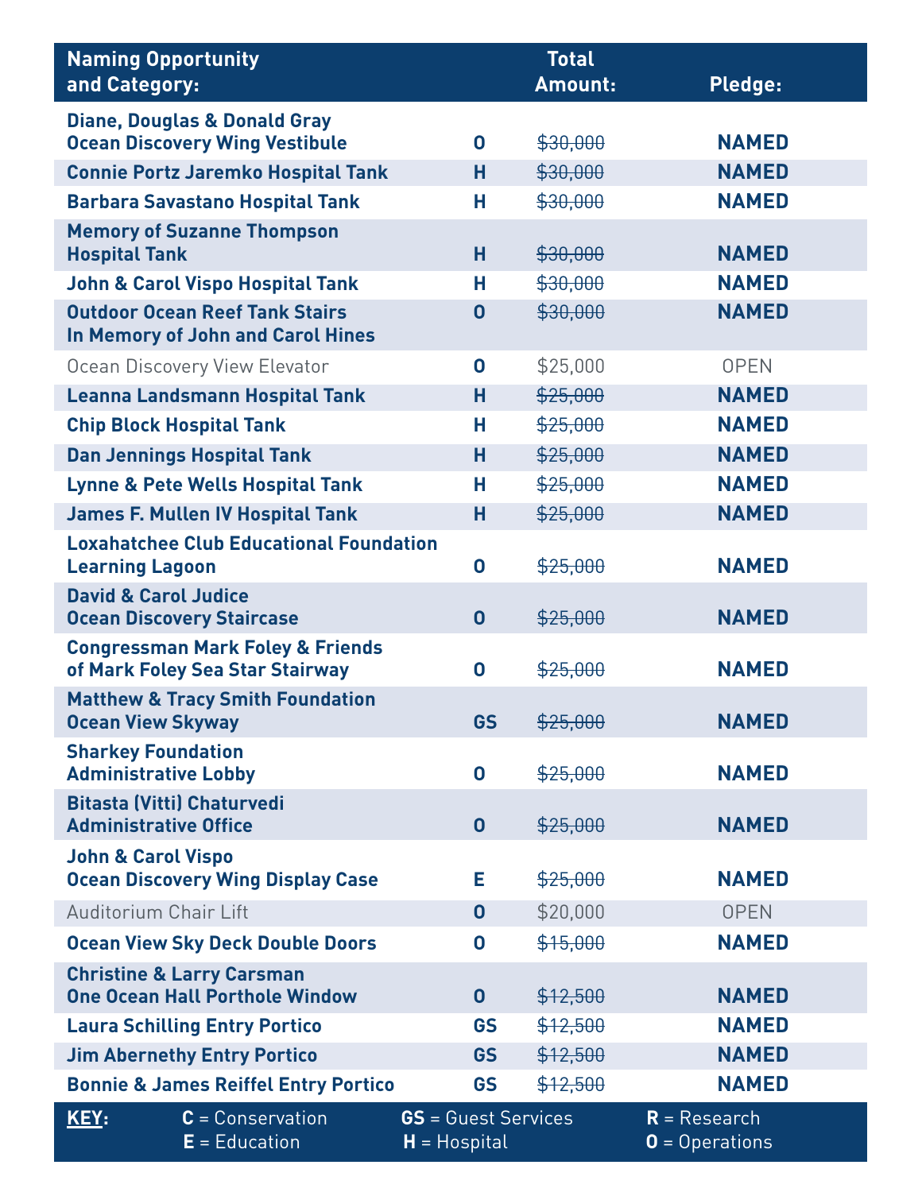| Naming Opportunity and Category: | | Total Amount: | Pledge: |
|---|---|---|---|
| **Diane, Douglas & Donald Gray Ocean Discovery Wing Vestibule** | **O** | ~~$30,000~~ | **NAMED** |
| **Connie Portz Jaremko Hospital Tank** | **H** | ~~$30,000~~ | **NAMED** |
| **Barbara Savastano Hospital Tank** | **H** | ~~$30,000~~ | **NAMED** |
| **Memory of Suzanne Thompson Hospital Tank** | **H** | ~~$30,000~~ | **NAMED** |
| **John & Carol Vispo Hospital Tank** | **H** | ~~$30,000~~ | **NAMED** |
| **Outdoor Ocean Reef Tank Stairs In Memory of John and Carol Hines** | **O** | ~~$30,000~~ | **NAMED** |
| Ocean Discovery View Elevator | **O** | $25,000 | OPEN |
| **Leanna Landsmann Hospital Tank** | **H** | ~~$25,000~~ | **NAMED** |
| **Chip Block Hospital Tank** | **H** | ~~$25,000~~ | **NAMED** |
| **Dan Jennings Hospital Tank** | **H** | ~~$25,000~~ | **NAMED** |
| **Lynne & Pete Wells Hospital Tank** | **H** | ~~$25,000~~ | **NAMED** |
| **James F. Mullen IV Hospital Tank** | **H** | ~~$25,000~~ | **NAMED** |
| **Loxahatchee Club Educational Foundation Learning Lagoon** | **O** | ~~$25,000~~ | **NAMED** |
| **David & Carol Judice Ocean Discovery Staircase** | **O** | ~~$25,000~~ | **NAMED** |
| **Congressman Mark Foley & Friends of Mark Foley Sea Star Stairway** | **O** | ~~$25,000~~ | **NAMED** |
| **Matthew & Tracy Smith Foundation Ocean View Skyway** | **GS** | ~~$25,000~~ | **NAMED** |
| **Sharkey Foundation Administrative Lobby** | **O** | ~~$25,000~~ | **NAMED** |
| **Bitasta (Vitti) Chaturvedi Administrative Office** | **O** | ~~$25,000~~ | **NAMED** |
| **John & Carol Vispo Ocean Discovery Wing Display Case** | **E** | ~~$25,000~~ | **NAMED** |
| Auditorium Chair Lift | **O** | $20,000 | OPEN |
| **Ocean View Sky Deck Double Doors** | **O** | ~~$15,000~~ | **NAMED** |
| **Christine & Larry Carsman One Ocean Hall Porthole Window** | **O** | ~~$12,500~~ | **NAMED** |
| **Laura Schilling Entry Portico** | **GS** | ~~$12,500~~ | **NAMED** |
| **Jim Abernethy Entry Portico** | **GS** | ~~$12,500~~ | **NAMED** |
| **Bonnie & James Reiffel Entry Portico** | **GS** | ~~$12,500~~ | **NAMED** |

**KEY:** **C** = Conservation **E** = Education **GS** = Guest Services **H** = Hospital **R** = Research **O** = Operations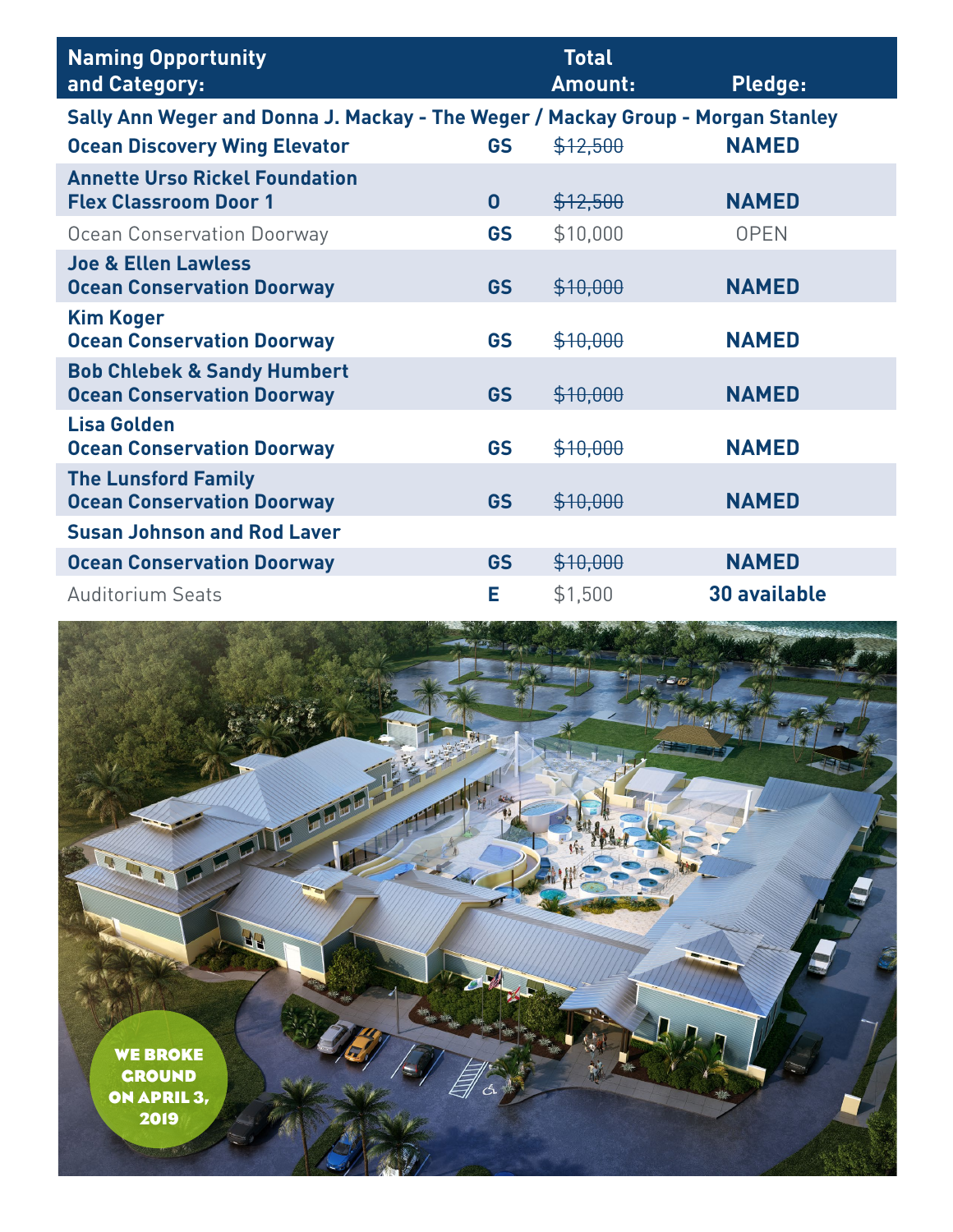| Naming Opportunity and Category: | | Total Amount: | Pledge: |
|---|---|---|---|
| **Sally Ann Weger and Donna J. Mackay - The Weger / Mackay Group - Morgan Stanley** | | | |
| **Ocean Discovery Wing Elevator** | **GS** | ~~$12,500~~ | **NAMED** |
| **Annette Urso Rickel Foundation** **Flex Classroom Door 1** | **O** | ~~$12,500~~ | **NAMED** |
| Ocean Conservation Doorway | **GS** | $10,000 | OPEN |
| **Joe & Ellen Lawless** **Ocean Conservation Doorway** | **GS** | ~~$10,000~~ | **NAMED** |
| **Kim Koger** **Ocean Conservation Doorway** | **GS** | ~~$10,000~~ | **NAMED** |
| **Bob Chlebek & Sandy Humbert** **Ocean Conservation Doorway** | **GS** | ~~$10,000~~ | **NAMED** |
| **Lisa Golden** **Ocean Conservation Doorway** | **GS** | ~~$10,000~~ | **NAMED** |
| **The Lunsford Family** **Ocean Conservation Doorway** | **GS** | ~~$10,000~~ | **NAMED** |
| **Susan Johnson and Rod Laver** | | | |
| **Ocean Conservation Doorway** | **GS** | ~~$10,000~~ | **NAMED** |
| Auditorium Seats | **E** | $1,500 | **30 available** |

WE BROKE GROUND ON APRIL 3, 2019